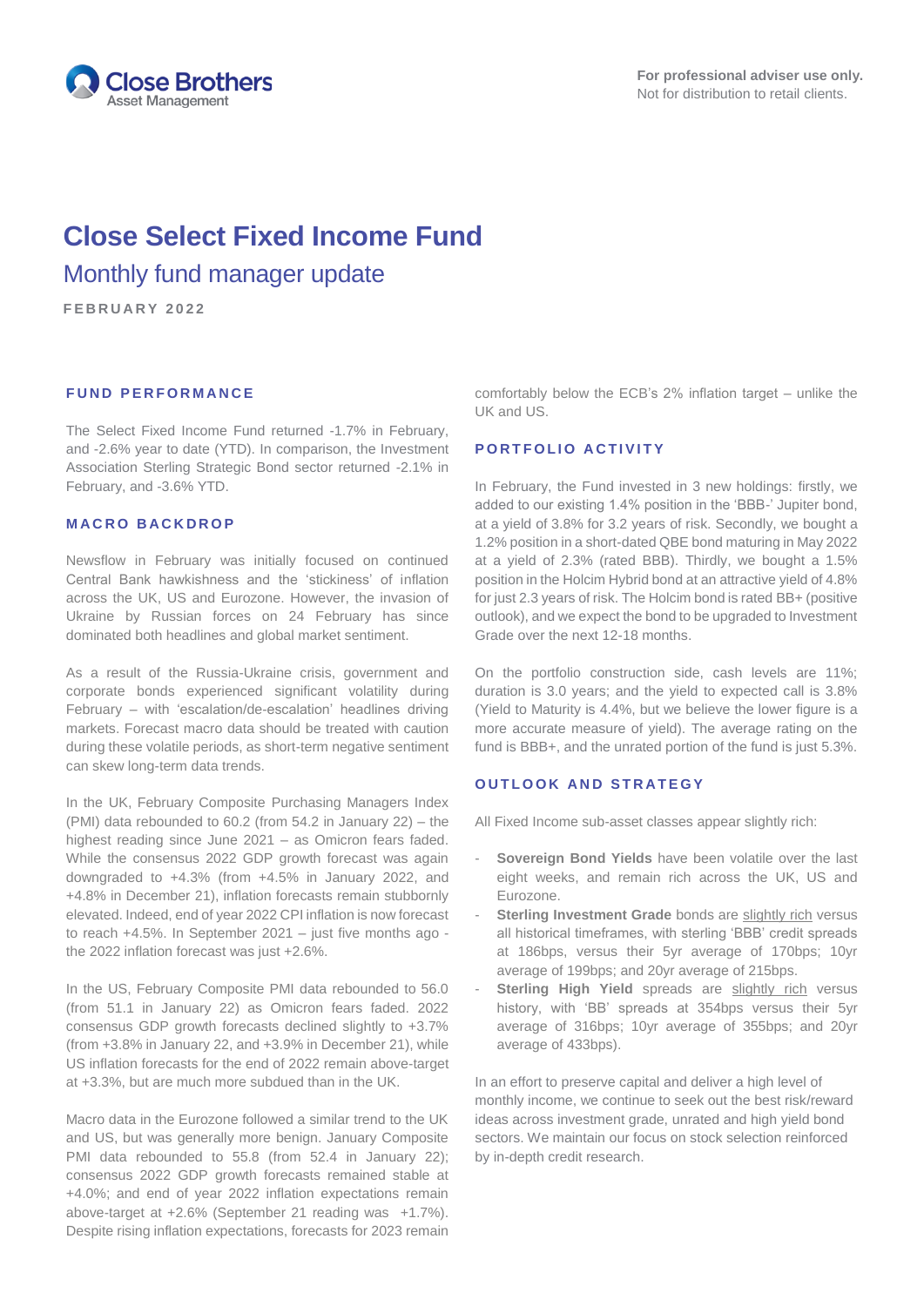Close Brothers Asset Management

**For professional adviser use only.**
Not for distribution to retail clients.

# Close Select Fixed Income Fund

## Monthly fund manager update

FEBRUARY 2022

### FUND PERFORMANCE

The Select Fixed Income Fund returned -1.7% in February, and -2.6% year to date (YTD). In comparison, the Investment Association Sterling Strategic Bond sector returned -2.1% in February, and -3.6% YTD.

### MACRO BACKDROP

Newsflow in February was initially focused on continued Central Bank hawkishness and the 'stickiness' of inflation across the UK, US and Eurozone. However, the invasion of Ukraine by Russian forces on 24 February has since dominated both headlines and global market sentiment.

As a result of the Russia-Ukraine crisis, government and corporate bonds experienced significant volatility during February – with 'escalation/de-escalation' headlines driving markets. Forecast macro data should be treated with caution during these volatile periods, as short-term negative sentiment can skew long-term data trends.

In the UK, February Composite Purchasing Managers Index (PMI) data rebounded to 60.2 (from 54.2 in January 22) – the highest reading since June 2021 – as Omicron fears faded. While the consensus 2022 GDP growth forecast was again downgraded to +4.3% (from +4.5% in January 2022, and +4.8% in December 21), inflation forecasts remain stubbornly elevated. Indeed, end of year 2022 CPI inflation is now forecast to reach +4.5%. In September 2021 – just five months ago - the 2022 inflation forecast was just +2.6%.

In the US, February Composite PMI data rebounded to 56.0 (from 51.1 in January 22) as Omicron fears faded. 2022 consensus GDP growth forecasts declined slightly to +3.7% (from +3.8% in January 22, and +3.9% in December 21), while US inflation forecasts for the end of 2022 remain above-target at +3.3%, but are much more subdued than in the UK.

Macro data in the Eurozone followed a similar trend to the UK and US, but was generally more benign. January Composite PMI data rebounded to 55.8 (from 52.4 in January 22); consensus 2022 GDP growth forecasts remained stable at +4.0%; and end of year 2022 inflation expectations remain above-target at +2.6% (September 21 reading was +1.7%). Despite rising inflation expectations, forecasts for 2023 remain comfortably below the ECB's 2% inflation target – unlike the UK and US.

### PORTFOLIO ACTIVITY

In February, the Fund invested in 3 new holdings: firstly, we added to our existing 1.4% position in the 'BBB-' Jupiter bond, at a yield of 3.8% for 3.2 years of risk. Secondly, we bought a 1.2% position in a short-dated QBE bond maturing in May 2022 at a yield of 2.3% (rated BBB). Thirdly, we bought a 1.5% position in the Holcim Hybrid bond at an attractive yield of 4.8% for just 2.3 years of risk. The Holcim bond is rated BB+ (positive outlook), and we expect the bond to be upgraded to Investment Grade over the next 12-18 months.

On the portfolio construction side, cash levels are 11%; duration is 3.0 years; and the yield to expected call is 3.8% (Yield to Maturity is 4.4%, but we believe the lower figure is a more accurate measure of yield). The average rating on the fund is BBB+, and the unrated portion of the fund is just 5.3%.

### OUTLOOK AND STRATEGY

All Fixed Income sub-asset classes appear slightly rich:

- **Sovereign Bond Yields** have been volatile over the last eight weeks, and remain rich across the UK, US and Eurozone.
- **Sterling Investment Grade** bonds are slightly rich versus all historical timeframes, with sterling 'BBB' credit spreads at 186bps, versus their 5yr average of 170bps; 10yr average of 199bps; and 20yr average of 215bps.
- **Sterling High Yield** spreads are slightly rich versus history, with 'BB' spreads at 354bps versus their 5yr average of 316bps; 10yr average of 355bps; and 20yr average of 433bps).

In an effort to preserve capital and deliver a high level of monthly income, we continue to seek out the best risk/reward ideas across investment grade, unrated and high yield bond sectors. We maintain our focus on stock selection reinforced by in-depth credit research.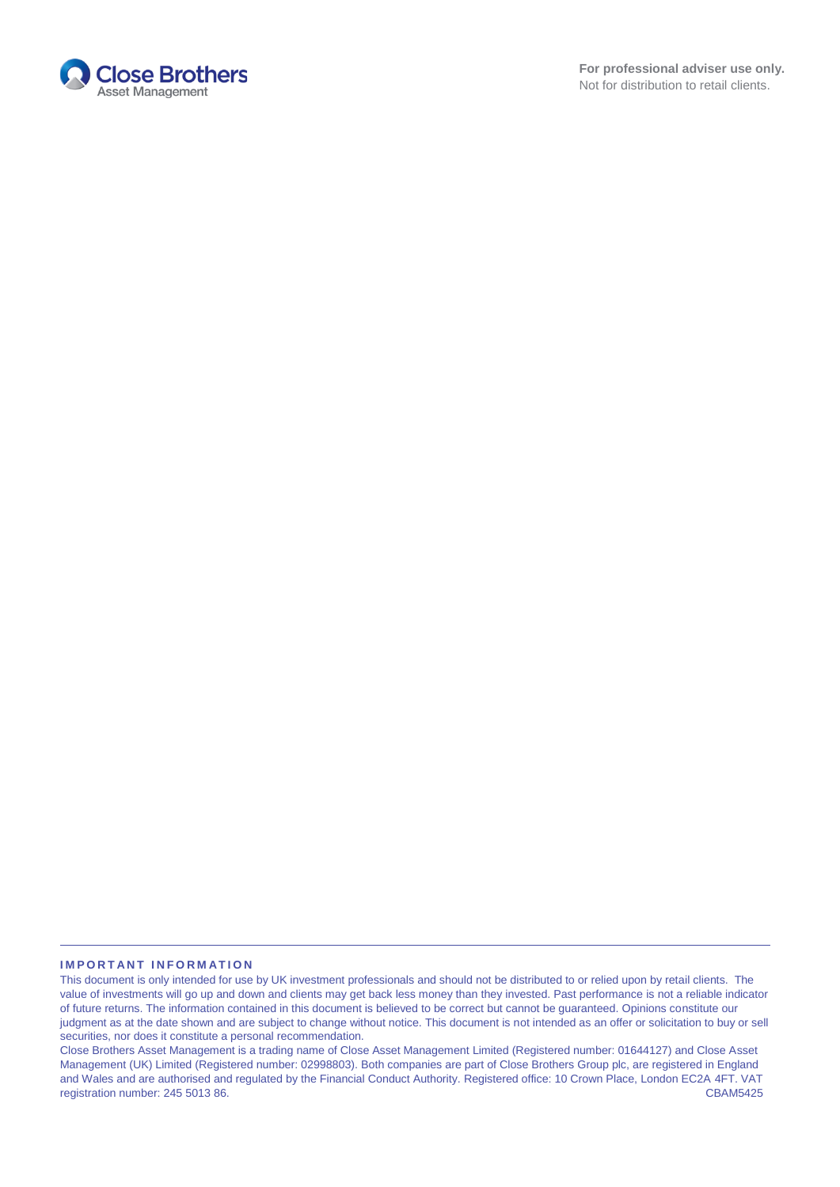**For professional adviser use only.**
Not for distribution to retail clients.

## IMPORTANT INFORMATION

This document is only intended for use by UK investment professionals and should not be distributed to or relied upon by retail clients. The value of investments will go up and down and clients may get back less money than they invested. Past performance is not a reliable indicator of future returns. The information contained in this document is believed to be correct but cannot be guaranteed. Opinions constitute our judgment as at the date shown and are subject to change without notice. This document is not intended as an offer or solicitation to buy or sell securities, nor does it constitute a personal recommendation.

Close Brothers Asset Management is a trading name of Close Asset Management Limited (Registered number: 01644127) and Close Asset Management (UK) Limited (Registered number: 02998803). Both companies are part of Close Brothers Group plc, are registered in England and Wales and are authorised and regulated by the Financial Conduct Authority. Registered office: 10 Crown Place, London EC2A 4FT. VAT registration number: 245 5013 86.

CBAM5425